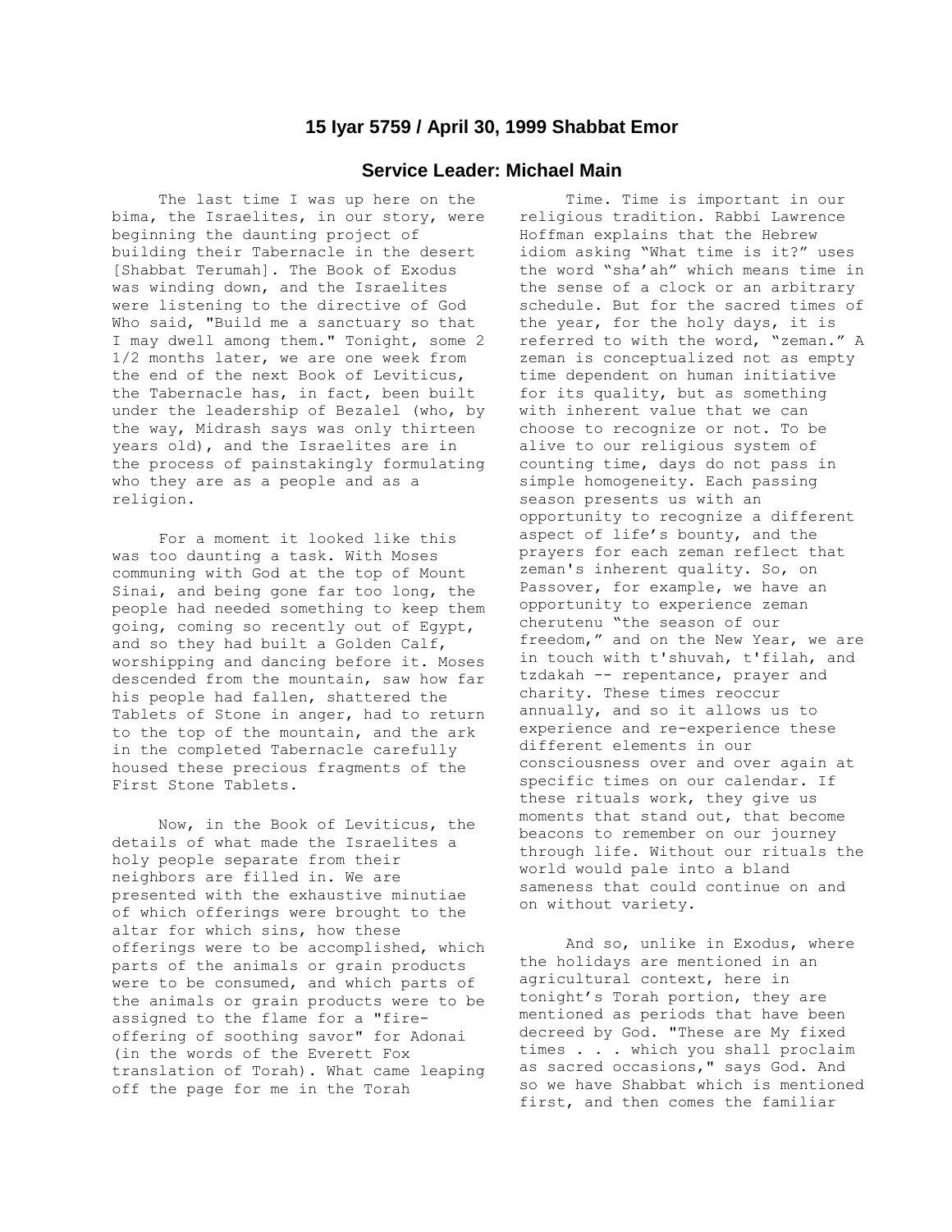## 15 Iyar 5759 / April 30, 1999 Shabbat Emor

### Service Leader: Michael Main

The last time I was up here on the bima, the Israelites, in our story, were beginning the daunting project of building their Tabernacle in the desert [Shabbat Terumah]. The Book of Exodus was winding down, and the Israelites were listening to the directive of God Who said, "Build me a sanctuary so that I may dwell among them." Tonight, some 2 1/2 months later, we are one week from the end of the next Book of Leviticus, the Tabernacle has, in fact, been built under the leadership of Bezalel (who, by the way, Midrash says was only thirteen years old), and the Israelites are in the process of painstakingly formulating who they are as a people and as a religion.

For a moment it looked like this was too daunting a task. With Moses communing with God at the top of Mount Sinai, and being gone far too long, the people had needed something to keep them going, coming so recently out of Egypt, and so they had built a Golden Calf, worshipping and dancing before it. Moses descended from the mountain, saw how far his people had fallen, shattered the Tablets of Stone in anger, had to return to the top of the mountain, and the ark in the completed Tabernacle carefully housed these precious fragments of the First Stone Tablets.

Now, in the Book of Leviticus, the details of what made the Israelites a holy people separate from their neighbors are filled in. We are presented with the exhaustive minutiae of which offerings were brought to the altar for which sins, how these offerings were to be accomplished, which parts of the animals or grain products were to be consumed, and which parts of the animals or grain products were to be assigned to the flame for a "fire-offering of soothing savor" for Adonai (in the words of the Everett Fox translation of Torah). What came leaping off the page for me in the Torah

Time. Time is important in our religious tradition. Rabbi Lawrence Hoffman explains that the Hebrew idiom asking "What time is it?" uses the word "sha'ah" which means time in the sense of a clock or an arbitrary schedule. But for the sacred times of the year, for the holy days, it is referred to with the word, "zeman." A zeman is conceptualized not as empty time dependent on human initiative for its quality, but as something with inherent value that we can choose to recognize or not. To be alive to our religious system of counting time, days do not pass in simple homogeneity. Each passing season presents us with an opportunity to recognize a different aspect of life's bounty, and the prayers for each zeman reflect that zeman's inherent quality. So, on Passover, for example, we have an opportunity to experience zeman cherutenu "the season of our freedom," and on the New Year, we are in touch with t'shuvah, t'filah, and tzdakah -- repentance, prayer and charity. These times reoccur annually, and so it allows us to experience and re-experience these different elements in our consciousness over and over again at specific times on our calendar. If these rituals work, they give us moments that stand out, that become beacons to remember on our journey through life. Without our rituals the world would pale into a bland sameness that could continue on and on without variety.

And so, unlike in Exodus, where the holidays are mentioned in an agricultural context, here in tonight's Torah portion, they are mentioned as periods that have been decreed by God. "These are My fixed times . . . which you shall proclaim as sacred occasions," says God. And so we have Shabbat which is mentioned first, and then comes the familiar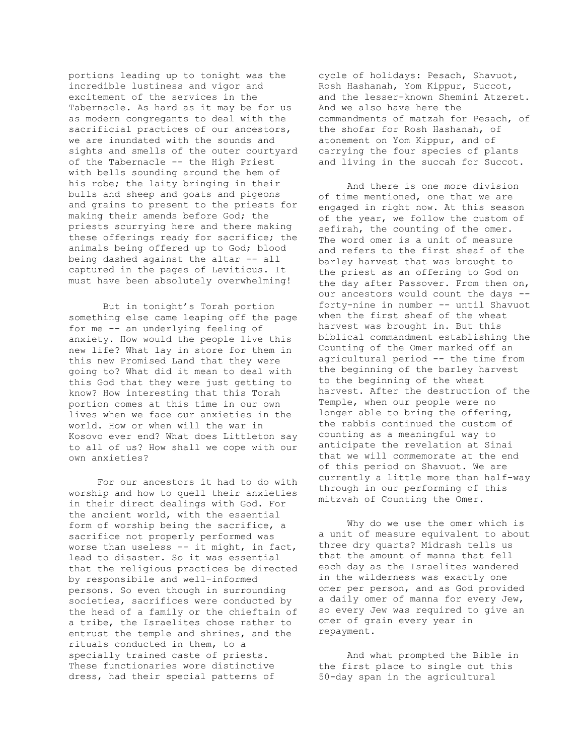portions leading up to tonight was the incredible lustiness and vigor and excitement of the services in the Tabernacle. As hard as it may be for us as modern congregants to deal with the sacrificial practices of our ancestors, we are inundated with the sounds and sights and smells of the outer courtyard of the Tabernacle -- the High Priest with bells sounding around the hem of his robe; the laity bringing in their bulls and sheep and goats and pigeons and grains to present to the priests for making their amends before God; the priests scurrying here and there making these offerings ready for sacrifice; the animals being offered up to God; blood being dashed against the altar -- all captured in the pages of Leviticus. It must have been absolutely overwhelming!

But in tonight's Torah portion something else came leaping off the page for me -- an underlying feeling of anxiety. How would the people live this new life? What lay in store for them in this new Promised Land that they were going to? What did it mean to deal with this God that they were just getting to know? How interesting that this Torah portion comes at this time in our own lives when we face our anxieties in the world. How or when will the war in Kosovo ever end? What does Littleton say to all of us? How shall we cope with our own anxieties?

For our ancestors it had to do with worship and how to quell their anxieties in their direct dealings with God. For the ancient world, with the essential form of worship being the sacrifice, a sacrifice not properly performed was worse than useless -- it might, in fact, lead to disaster. So it was essential that the religious practices be directed by responsibile and well-informed persons. So even though in surrounding societies, sacrifices were conducted by the head of a family or the chieftain of a tribe, the Israelites chose rather to entrust the temple and shrines, and the rituals conducted in them, to a specially trained caste of priests. These functionaries wore distinctive dress, had their special patterns of cycle of holidays: Pesach, Shavuot, Rosh Hashanah, Yom Kippur, Succot, and the lesser-known Shemini Atzeret. And we also have here the commandments of matzah for Pesach, of the shofar for Rosh Hashanah, of atonement on Yom Kippur, and of carrying the four species of plants and living in the succah for Succot.

And there is one more division of time mentioned, one that we are engaged in right now. At this season of the year, we follow the custom of sefirah, the counting of the omer. The word omer is a unit of measure and refers to the first sheaf of the barley harvest that was brought to the priest as an offering to God on the day after Passover. From then on, our ancestors would count the days -- forty-nine in number -- until Shavuot when the first sheaf of the wheat harvest was brought in. But this biblical commandment establishing the Counting of the Omer marked off an agricultural period -- the time from the beginning of the barley harvest to the beginning of the wheat harvest. After the destruction of the Temple, when our people were no longer able to bring the offering, the rabbis continued the custom of counting as a meaningful way to anticipate the revelation at Sinai that we will commemorate at the end of this period on Shavuot. We are currently a little more than half-way through in our performing of this mitzvah of Counting the Omer.

Why do we use the omer which is a unit of measure equivalent to about three dry quarts? Midrash tells us that the amount of manna that fell each day as the Israelites wandered in the wilderness was exactly one omer per person, and as God provided a daily omer of manna for every Jew, so every Jew was required to give an omer of grain every year in repayment.

And what prompted the Bible in the first place to single out this 50-day span in the agricultural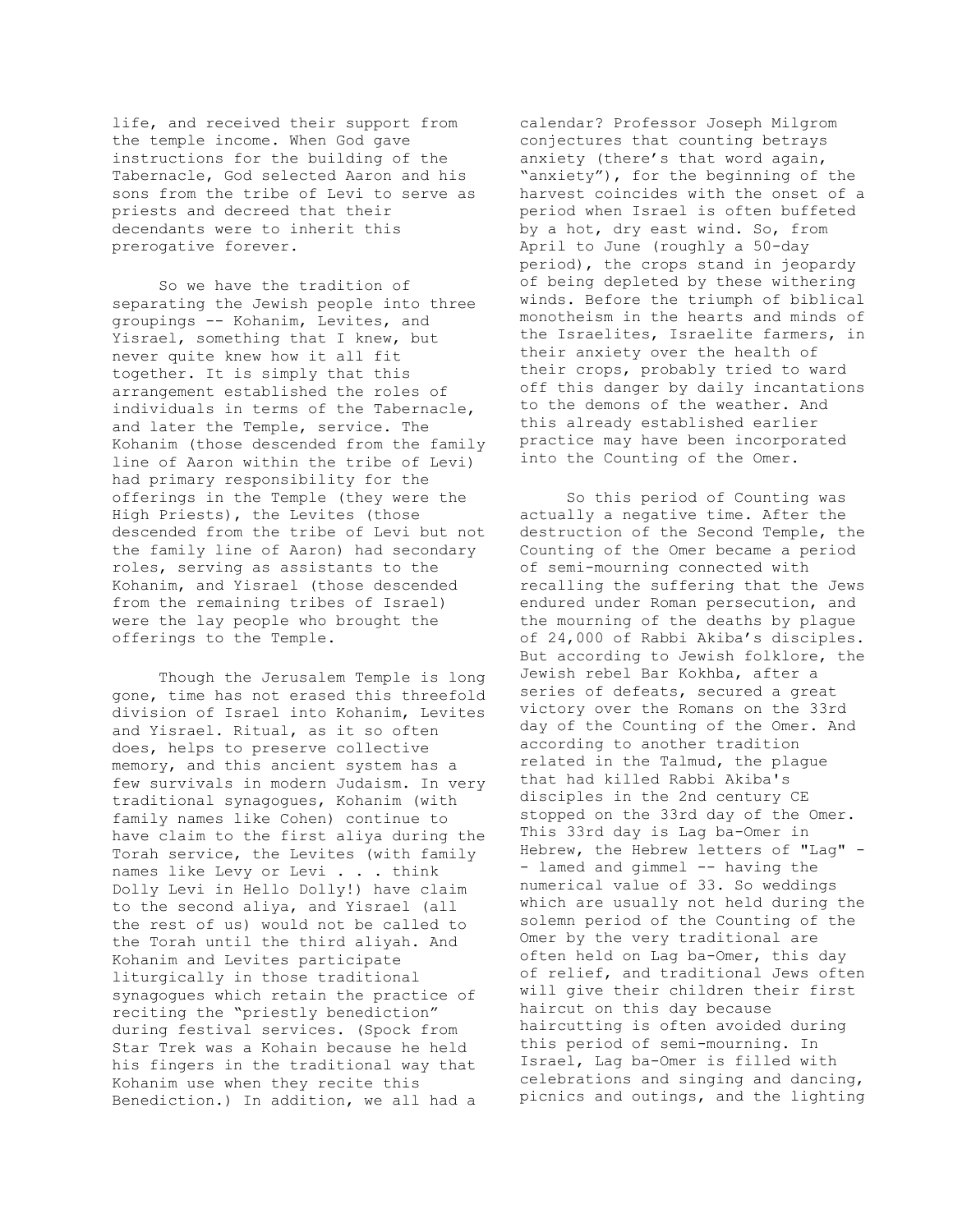life, and received their support from the temple income. When God gave instructions for the building of the Tabernacle, God selected Aaron and his sons from the tribe of Levi to serve as priests and decreed that their decendants were to inherit this prerogative forever.

So we have the tradition of separating the Jewish people into three groupings -- Kohanim, Levites, and Yisrael, something that I knew, but never quite knew how it all fit together. It is simply that this arrangement established the roles of individuals in terms of the Tabernacle, and later the Temple, service. The Kohanim (those descended from the family line of Aaron within the tribe of Levi) had primary responsibility for the offerings in the Temple (they were the High Priests), the Levites (those descended from the tribe of Levi but not the family line of Aaron) had secondary roles, serving as assistants to the Kohanim, and Yisrael (those descended from the remaining tribes of Israel) were the lay people who brought the offerings to the Temple.

Though the Jerusalem Temple is long gone, time has not erased this threefold division of Israel into Kohanim, Levites and Yisrael. Ritual, as it so often does, helps to preserve collective memory, and this ancient system has a few survivals in modern Judaism. In very traditional synagogues, Kohanim (with family names like Cohen) continue to have claim to the first aliya during the Torah service, the Levites (with family names like Levy or Levi . . . think Dolly Levi in Hello Dolly!) have claim to the second aliya, and Yisrael (all the rest of us) would not be called to the Torah until the third aliyah. And Kohanim and Levites participate liturgically in those traditional synagogues which retain the practice of reciting the "priestly benediction" during festival services. (Spock from Star Trek was a Kohain because he held his fingers in the traditional way that Kohanim use when they recite this Benediction.) In addition, we all had a calendar? Professor Joseph Milgrom conjectures that counting betrays anxiety (there's that word again, "anxiety"), for the beginning of the harvest coincides with the onset of a period when Israel is often buffeted by a hot, dry east wind. So, from April to June (roughly a 50-day period), the crops stand in jeopardy of being depleted by these withering winds. Before the triumph of biblical monotheism in the hearts and minds of the Israelites, Israelite farmers, in their anxiety over the health of their crops, probably tried to ward off this danger by daily incantations to the demons of the weather. And this already established earlier practice may have been incorporated into the Counting of the Omer.

So this period of Counting was actually a negative time. After the destruction of the Second Temple, the Counting of the Omer became a period of semi-mourning connected with recalling the suffering that the Jews endured under Roman persecution, and the mourning of the deaths by plague of 24,000 of Rabbi Akiba's disciples. But according to Jewish folklore, the Jewish rebel Bar Kokhba, after a series of defeats, secured a great victory over the Romans on the 33rd day of the Counting of the Omer. And according to another tradition related in the Talmud, the plague that had killed Rabbi Akiba's disciples in the 2nd century CE stopped on the 33rd day of the Omer. This 33rd day is Lag ba-Omer in Hebrew, the Hebrew letters of "Lag" -- lamed and gimmel -- having the numerical value of 33. So weddings which are usually not held during the solemn period of the Counting of the Omer by the very traditional are often held on Lag ba-Omer, this day of relief, and traditional Jews often will give their children their first haircut on this day because haircutting is often avoided during this period of semi-mourning. In Israel, Lag ba-Omer is filled with celebrations and singing and dancing, picnics and outings, and the lighting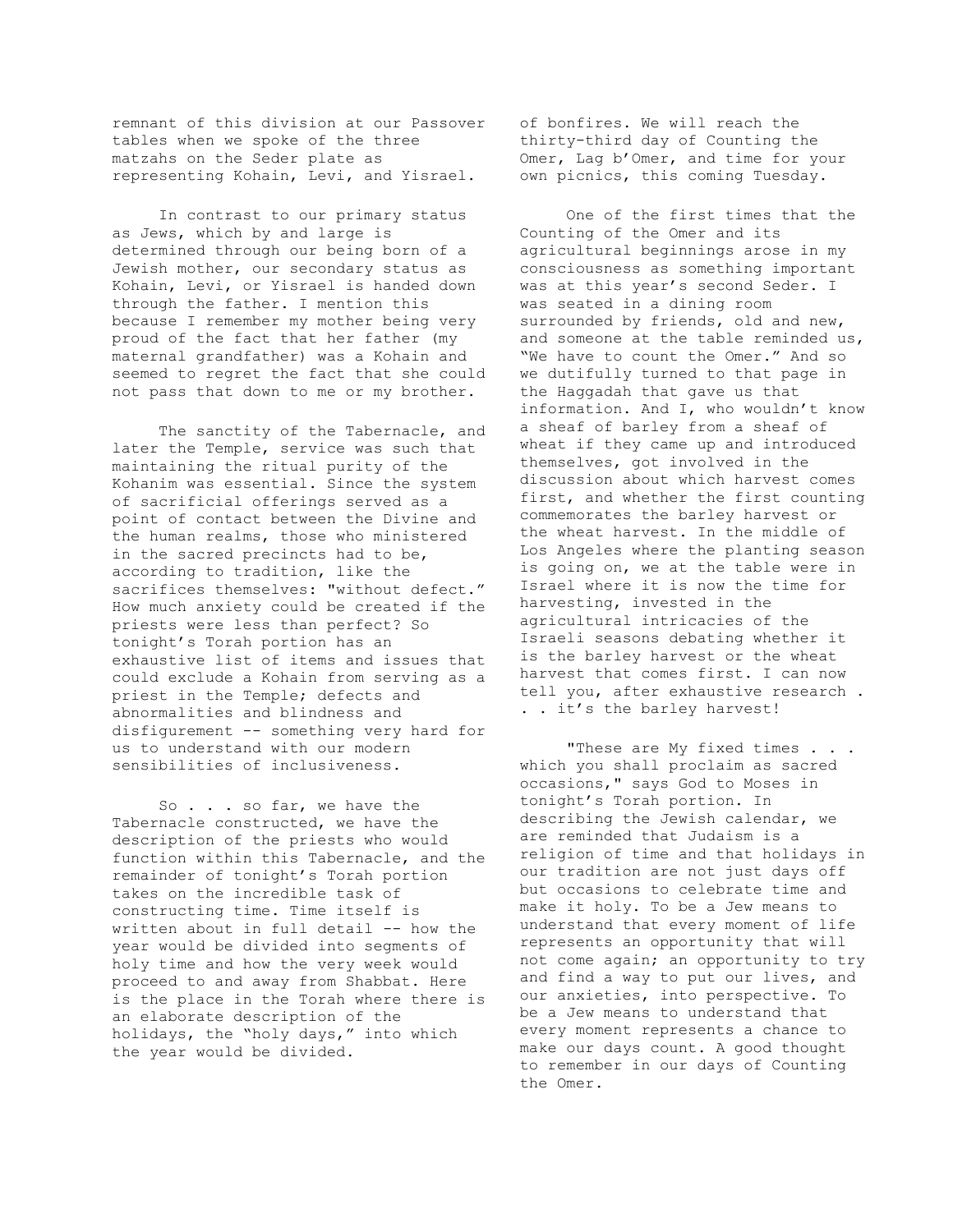remnant of this division at our Passover tables when we spoke of the three matzahs on the Seder plate as representing Kohain, Levi, and Yisrael.

In contrast to our primary status as Jews, which by and large is determined through our being born of a Jewish mother, our secondary status as Kohain, Levi, or Yisrael is handed down through the father. I mention this because I remember my mother being very proud of the fact that her father (my maternal grandfather) was a Kohain and seemed to regret the fact that she could not pass that down to me or my brother.

The sanctity of the Tabernacle, and later the Temple, service was such that maintaining the ritual purity of the Kohanim was essential. Since the system of sacrificial offerings served as a point of contact between the Divine and the human realms, those who ministered in the sacred precincts had to be, according to tradition, like the sacrifices themselves: "without defect." How much anxiety could be created if the priests were less than perfect? So tonight's Torah portion has an exhaustive list of items and issues that could exclude a Kohain from serving as a priest in the Temple; defects and abnormalities and blindness and disfigurement -- something very hard for us to understand with our modern sensibilities of inclusiveness.

So . . . so far, we have the Tabernacle constructed, we have the description of the priests who would function within this Tabernacle, and the remainder of tonight's Torah portion takes on the incredible task of constructing time. Time itself is written about in full detail -- how the year would be divided into segments of holy time and how the very week would proceed to and away from Shabbat. Here is the place in the Torah where there is an elaborate description of the holidays, the "holy days," into which the year would be divided.

of bonfires. We will reach the thirty-third day of Counting the Omer, Lag b'Omer, and time for your own picnics, this coming Tuesday.

One of the first times that the Counting of the Omer and its agricultural beginnings arose in my consciousness as something important was at this year's second Seder. I was seated in a dining room surrounded by friends, old and new, and someone at the table reminded us, "We have to count the Omer." And so we dutifully turned to that page in the Haggadah that gave us that information. And I, who wouldn't know a sheaf of barley from a sheaf of wheat if they came up and introduced themselves, got involved in the discussion about which harvest comes first, and whether the first counting commemorates the barley harvest or the wheat harvest. In the middle of Los Angeles where the planting season is going on, we at the table were in Israel where it is now the time for harvesting, invested in the agricultural intricacies of the Israeli seasons debating whether it is the barley harvest or the wheat harvest that comes first. I can now tell you, after exhaustive research . . . it's the barley harvest!

"These are My fixed times . . . which you shall proclaim as sacred occasions," says God to Moses in tonight's Torah portion. In describing the Jewish calendar, we are reminded that Judaism is a religion of time and that holidays in our tradition are not just days off but occasions to celebrate time and make it holy. To be a Jew means to understand that every moment of life represents an opportunity that will not come again; an opportunity to try and find a way to put our lives, and our anxieties, into perspective. To be a Jew means to understand that every moment represents a chance to make our days count. A good thought to remember in our days of Counting the Omer.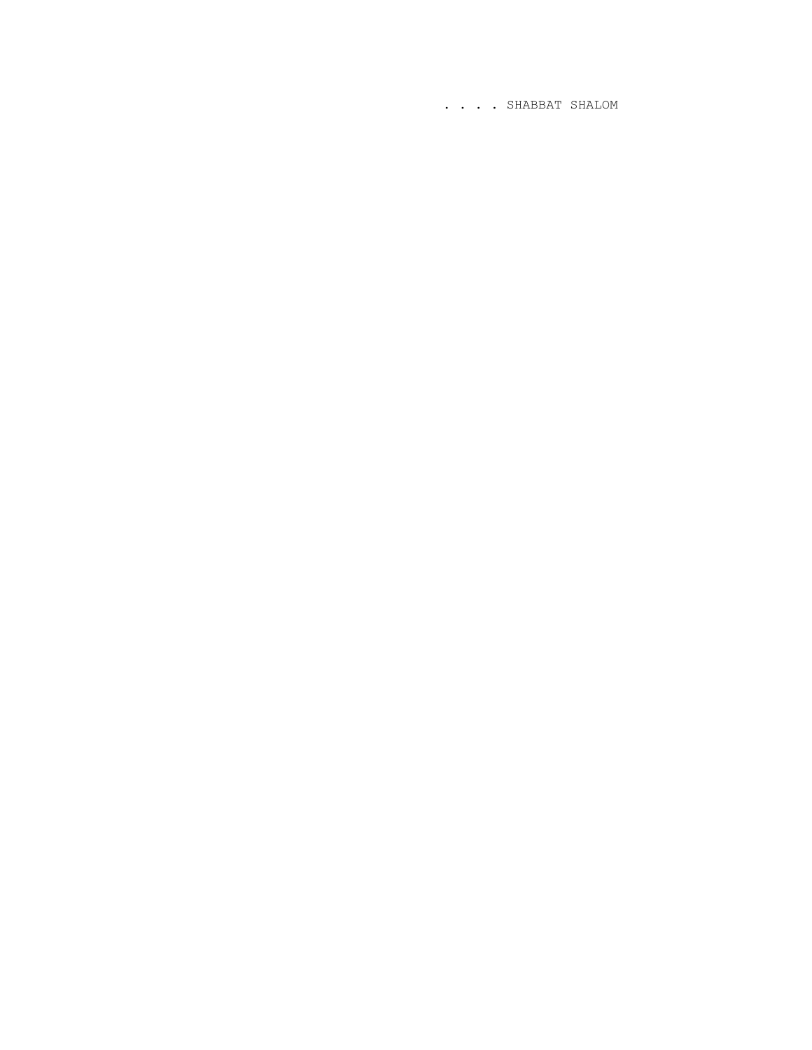. . . . SHABBAT SHALOM